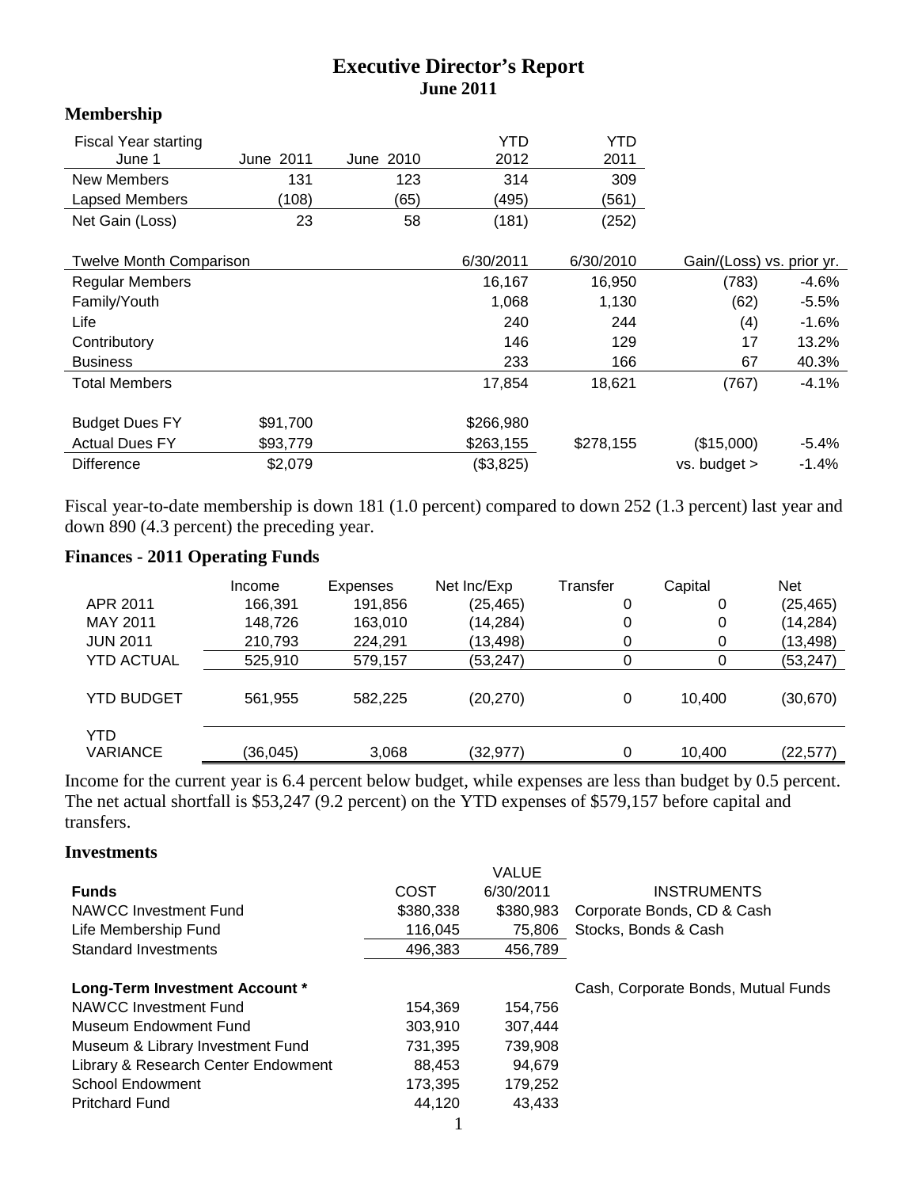# Executive Director's Report
## June 2011

### Membership

| Fiscal Year starting June 1 | June 2011 | June 2010 | YTD 2012 | YTD 2011 |
|---|---|---|---|---|
| New Members | 131 | 123 | 314 | 309 |
| Lapsed Members | (108) | (65) | (495) | (561) |
| Net Gain (Loss) | 23 | 58 | (181) | (252) |

| Twelve Month Comparison | | | 6/30/2011 | 6/30/2010 | Gain/(Loss) vs. prior yr. | |
|---|---|---|---|---|---|---|
| Regular Members | | | 16,167 | 16,950 | (783) | -4.6% |
| Family/Youth | | | 1,068 | 1,130 | (62) | -5.5% |
| Life | | | 240 | 244 | (4) | -1.6% |
| Contributory | | | 146 | 129 | 17 | 13.2% |
| Business | | | 233 | 166 | 67 | 40.3% |
| Total Members | | | 17,854 | 18,621 | (767) | -4.1% |
| | | | | | | |
| Budget Dues FY | $91,700 | | $266,980 | | | |
| Actual Dues FY | $93,779 | | $263,155 | $278,155 | ($15,000) | -5.4% |
| Difference | $2,079 | | ($3,825) | | vs. budget > | -1.4% |

Fiscal year-to-date membership is down 181 (1.0 percent) compared to down 252 (1.3 percent) last year and down 890 (4.3 percent) the preceding year.

### Finances - 2011 Operating Funds

| | Income | Expenses | Net Inc/Exp | Transfer | Capital | Net |
|---|---|---|---|---|---|---|
| APR 2011 | 166,391 | 191,856 | (25,465) | 0 | 0 | (25,465) |
| MAY 2011 | 148,726 | 163,010 | (14,284) | 0 | 0 | (14,284) |
| JUN 2011 | 210,793 | 224,291 | (13,498) | 0 | 0 | (13,498) |
| YTD ACTUAL | 525,910 | 579,157 | (53,247) | 0 | 0 | (53,247) |
| YTD BUDGET | 561,955 | 582,225 | (20,270) | 0 | 10,400 | (30,670) |
| YTD VARIANCE | (36,045) | 3,068 | (32,977) | 0 | 10,400 | (22,577) |

Income for the current year is 6.4 percent below budget, while expenses are less than budget by 0.5 percent. The net actual shortfall is $53,247 (9.2 percent) on the YTD expenses of $579,157 before capital and transfers.

### Investments

| Funds | COST | VALUE 6/30/2011 | INSTRUMENTS |
|---|---|---|---|
| NAWCC Investment Fund | $380,338 | $380,983 | Corporate Bonds, CD & Cash |
| Life Membership Fund | 116,045 | 75,806 | Stocks, Bonds & Cash |
| Standard Investments | 496,383 | 456,789 | |
| | | | |
| **Long-Term Investment Account \*** | | | Cash, Corporate Bonds, Mutual Funds |
| NAWCC Investment Fund | 154,369 | 154,756 | |
| Museum Endowment Fund | 303,910 | 307,444 | |
| Museum & Library Investment Fund | 731,395 | 739,908 | |
| Library & Research Center Endowment | 88,453 | 94,679 | |
| School Endowment | 173,395 | 179,252 | |
| Pritchard Fund | 44,120 | 43,433 | |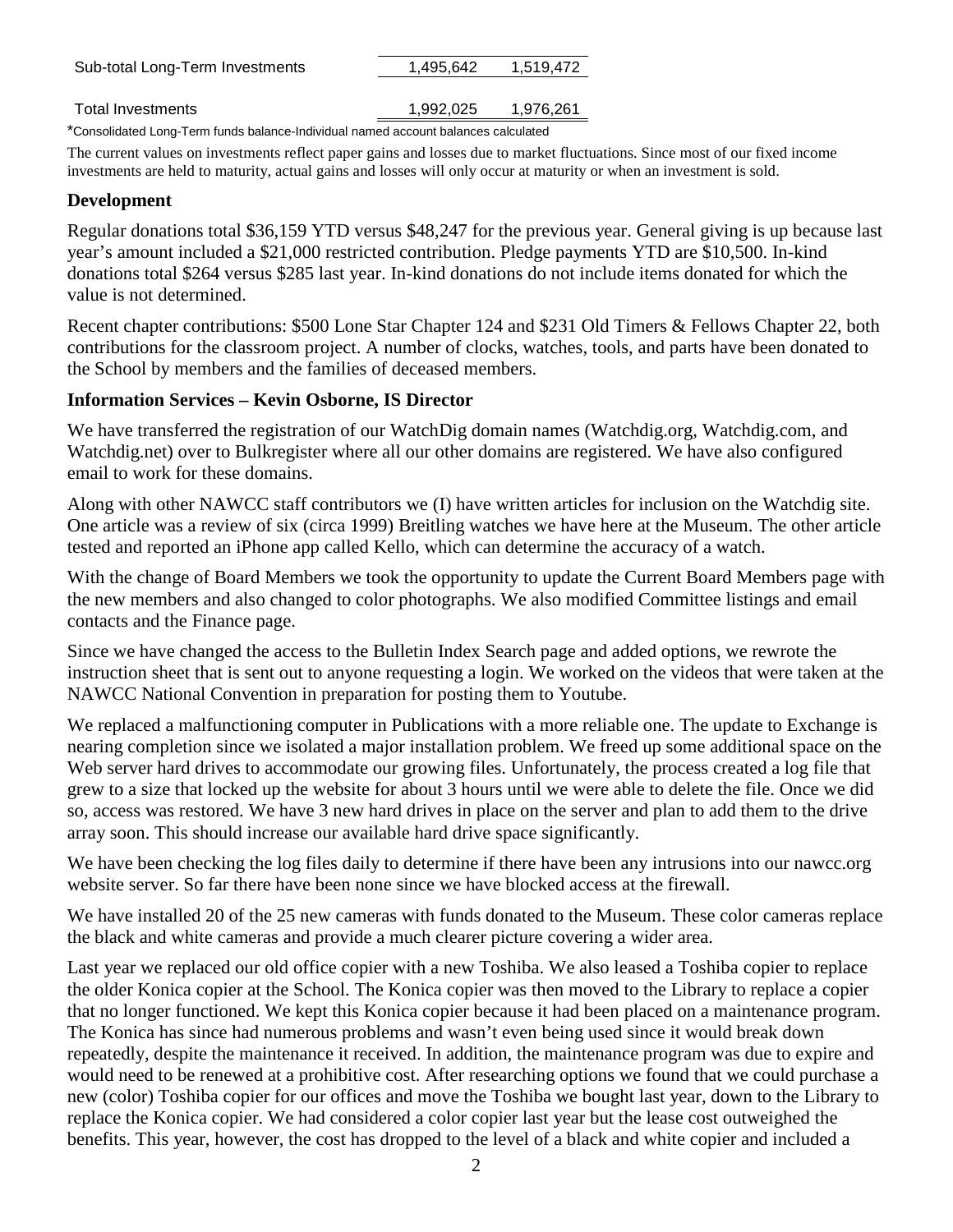| | | |
|---|---|---|
| Sub-total Long-Term Investments | 1,495,642 | 1,519,472 |
| Total Investments | 1,992,025 | 1,976,261 |

*Consolidated Long-Term funds balance-Individual named account balances calculated

The current values on investments reflect paper gains and losses due to market fluctuations. Since most of our fixed income investments are held to maturity, actual gains and losses will only occur at maturity or when an investment is sold.

## Development

Regular donations total $36,159 YTD versus $48,247 for the previous year. General giving is up because last year's amount included a $21,000 restricted contribution. Pledge payments YTD are $10,500. In-kind donations total $264 versus $285 last year. In-kind donations do not include items donated for which the value is not determined.

Recent chapter contributions: $500 Lone Star Chapter 124 and $231 Old Timers & Fellows Chapter 22, both contributions for the classroom project. A number of clocks, watches, tools, and parts have been donated to the School by members and the families of deceased members.

## Information Services – Kevin Osborne, IS Director

We have transferred the registration of our WatchDig domain names (Watchdig.org, Watchdig.com, and Watchdig.net) over to Bulkregister where all our other domains are registered. We have also configured email to work for these domains.

Along with other NAWCC staff contributors we (I) have written articles for inclusion on the Watchdig site. One article was a review of six (circa 1999) Breitling watches we have here at the Museum. The other article tested and reported an iPhone app called Kello, which can determine the accuracy of a watch.

With the change of Board Members we took the opportunity to update the Current Board Members page with the new members and also changed to color photographs. We also modified Committee listings and email contacts and the Finance page.

Since we have changed the access to the Bulletin Index Search page and added options, we rewrote the instruction sheet that is sent out to anyone requesting a login. We worked on the videos that were taken at the NAWCC National Convention in preparation for posting them to Youtube.

We replaced a malfunctioning computer in Publications with a more reliable one. The update to Exchange is nearing completion since we isolated a major installation problem. We freed up some additional space on the Web server hard drives to accommodate our growing files. Unfortunately, the process created a log file that grew to a size that locked up the website for about 3 hours until we were able to delete the file. Once we did so, access was restored. We have 3 new hard drives in place on the server and plan to add them to the drive array soon. This should increase our available hard drive space significantly.

We have been checking the log files daily to determine if there have been any intrusions into our nawcc.org website server. So far there have been none since we have blocked access at the firewall.

We have installed 20 of the 25 new cameras with funds donated to the Museum. These color cameras replace the black and white cameras and provide a much clearer picture covering a wider area.

Last year we replaced our old office copier with a new Toshiba. We also leased a Toshiba copier to replace the older Konica copier at the School. The Konica copier was then moved to the Library to replace a copier that no longer functioned. We kept this Konica copier because it had been placed on a maintenance program. The Konica has since had numerous problems and wasn't even being used since it would break down repeatedly, despite the maintenance it received. In addition, the maintenance program was due to expire and would need to be renewed at a prohibitive cost. After researching options we found that we could purchase a new (color) Toshiba copier for our offices and move the Toshiba we bought last year, down to the Library to replace the Konica copier. We had considered a color copier last year but the lease cost outweighed the benefits. This year, however, the cost has dropped to the level of a black and white copier and included a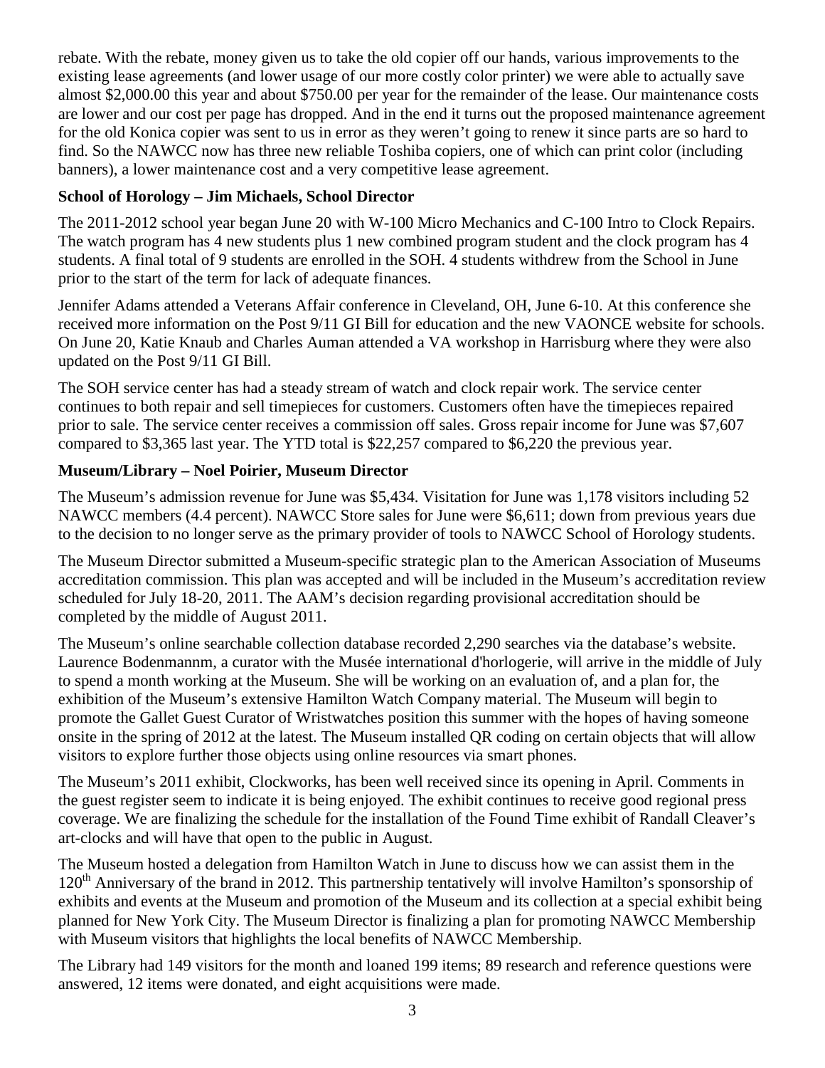rebate. With the rebate, money given us to take the old copier off our hands, various improvements to the existing lease agreements (and lower usage of our more costly color printer) we were able to actually save almost $2,000.00 this year and about $750.00 per year for the remainder of the lease. Our maintenance costs are lower and our cost per page has dropped. And in the end it turns out the proposed maintenance agreement for the old Konica copier was sent to us in error as they weren't going to renew it since parts are so hard to find. So the NAWCC now has three new reliable Toshiba copiers, one of which can print color (including banners), a lower maintenance cost and a very competitive lease agreement.

**School of Horology – Jim Michaels, School Director**

The 2011-2012 school year began June 20 with W-100 Micro Mechanics and C-100 Intro to Clock Repairs. The watch program has 4 new students plus 1 new combined program student and the clock program has 4 students. A final total of 9 students are enrolled in the SOH. 4 students withdrew from the School in June prior to the start of the term for lack of adequate finances.

Jennifer Adams attended a Veterans Affair conference in Cleveland, OH, June 6-10. At this conference she received more information on the Post 9/11 GI Bill for education and the new VAONCE website for schools. On June 20, Katie Knaub and Charles Auman attended a VA workshop in Harrisburg where they were also updated on the Post 9/11 GI Bill.

The SOH service center has had a steady stream of watch and clock repair work. The service center continues to both repair and sell timepieces for customers. Customers often have the timepieces repaired prior to sale. The service center receives a commission off sales. Gross repair income for June was $7,607 compared to $3,365 last year. The YTD total is $22,257 compared to $6,220 the previous year.

**Museum/Library – Noel Poirier, Museum Director**

The Museum's admission revenue for June was $5,434. Visitation for June was 1,178 visitors including 52 NAWCC members (4.4 percent). NAWCC Store sales for June were $6,611; down from previous years due to the decision to no longer serve as the primary provider of tools to NAWCC School of Horology students.

The Museum Director submitted a Museum-specific strategic plan to the American Association of Museums accreditation commission. This plan was accepted and will be included in the Museum's accreditation review scheduled for July 18-20, 2011. The AAM's decision regarding provisional accreditation should be completed by the middle of August 2011.

The Museum's online searchable collection database recorded 2,290 searches via the database's website. Laurence Bodenmannm, a curator with the Musée international d'horlogerie, will arrive in the middle of July to spend a month working at the Museum. She will be working on an evaluation of, and a plan for, the exhibition of the Museum's extensive Hamilton Watch Company material. The Museum will begin to promote the Gallet Guest Curator of Wristwatches position this summer with the hopes of having someone onsite in the spring of 2012 at the latest. The Museum installed QR coding on certain objects that will allow visitors to explore further those objects using online resources via smart phones.

The Museum's 2011 exhibit, Clockworks, has been well received since its opening in April. Comments in the guest register seem to indicate it is being enjoyed. The exhibit continues to receive good regional press coverage. We are finalizing the schedule for the installation of the Found Time exhibit of Randall Cleaver's art-clocks and will have that open to the public in August.

The Museum hosted a delegation from Hamilton Watch in June to discuss how we can assist them in the 120th Anniversary of the brand in 2012. This partnership tentatively will involve Hamilton's sponsorship of exhibits and events at the Museum and promotion of the Museum and its collection at a special exhibit being planned for New York City. The Museum Director is finalizing a plan for promoting NAWCC Membership with Museum visitors that highlights the local benefits of NAWCC Membership.

The Library had 149 visitors for the month and loaned 199 items; 89 research and reference questions were answered, 12 items were donated, and eight acquisitions were made.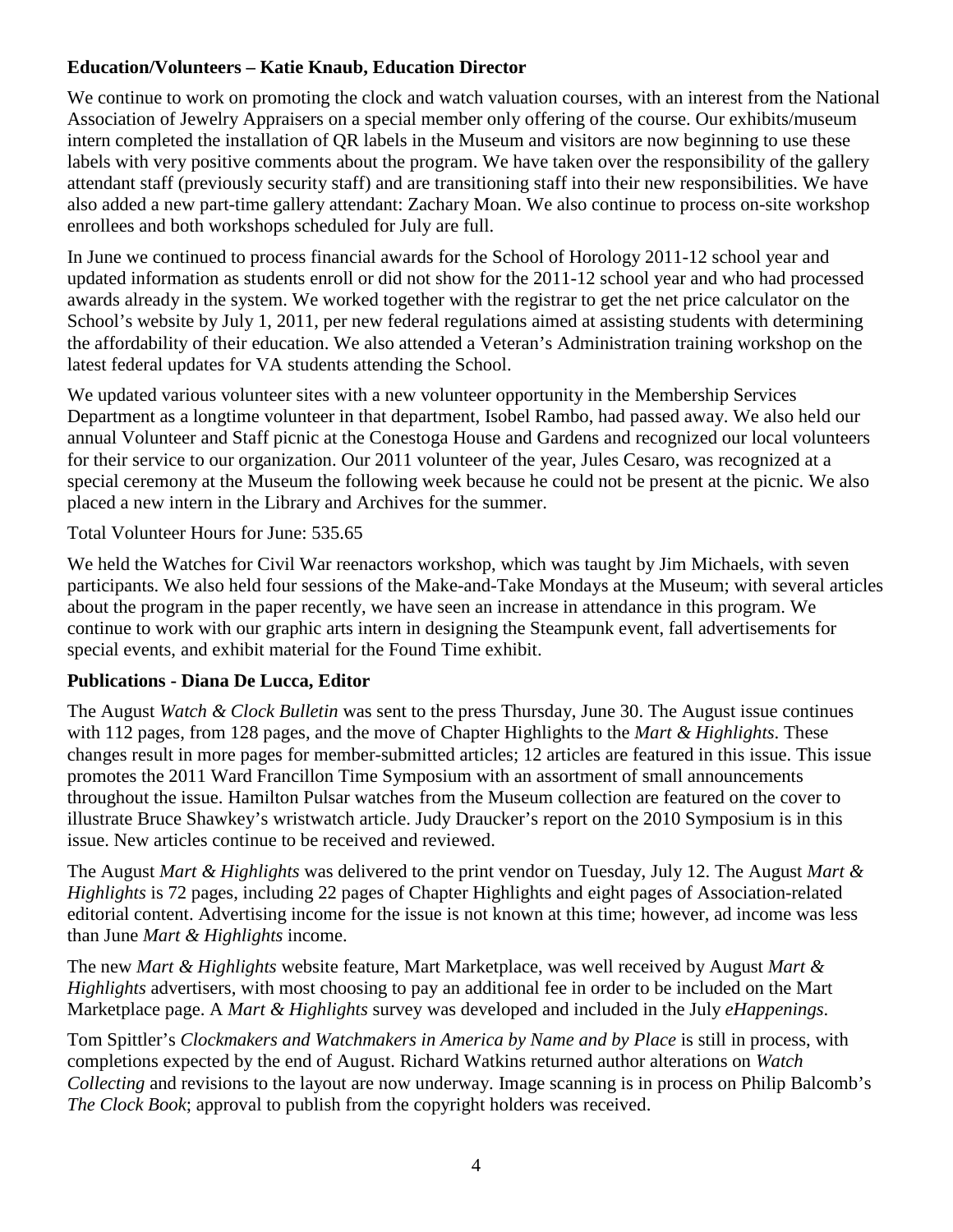**Education/Volunteers – Katie Knaub, Education Director**

We continue to work on promoting the clock and watch valuation courses, with an interest from the National Association of Jewelry Appraisers on a special member only offering of the course. Our exhibits/museum intern completed the installation of QR labels in the Museum and visitors are now beginning to use these labels with very positive comments about the program. We have taken over the responsibility of the gallery attendant staff (previously security staff) and are transitioning staff into their new responsibilities. We have also added a new part-time gallery attendant: Zachary Moan. We also continue to process on-site workshop enrollees and both workshops scheduled for July are full.

In June we continued to process financial awards for the School of Horology 2011-12 school year and updated information as students enroll or did not show for the 2011-12 school year and who had processed awards already in the system. We worked together with the registrar to get the net price calculator on the School's website by July 1, 2011, per new federal regulations aimed at assisting students with determining the affordability of their education. We also attended a Veteran's Administration training workshop on the latest federal updates for VA students attending the School.

We updated various volunteer sites with a new volunteer opportunity in the Membership Services Department as a longtime volunteer in that department, Isobel Rambo, had passed away. We also held our annual Volunteer and Staff picnic at the Conestoga House and Gardens and recognized our local volunteers for their service to our organization. Our 2011 volunteer of the year, Jules Cesaro, was recognized at a special ceremony at the Museum the following week because he could not be present at the picnic. We also placed a new intern in the Library and Archives for the summer.

Total Volunteer Hours for June: 535.65

We held the Watches for Civil War reenactors workshop, which was taught by Jim Michaels, with seven participants. We also held four sessions of the Make-and-Take Mondays at the Museum; with several articles about the program in the paper recently, we have seen an increase in attendance in this program. We continue to work with our graphic arts intern in designing the Steampunk event, fall advertisements for special events, and exhibit material for the Found Time exhibit.

**Publications - Diana De Lucca, Editor**

The August *Watch & Clock Bulletin* was sent to the press Thursday, June 30. The August issue continues with 112 pages, from 128 pages, and the move of Chapter Highlights to the *Mart & Highlights*. These changes result in more pages for member-submitted articles; 12 articles are featured in this issue. This issue promotes the 2011 Ward Francillon Time Symposium with an assortment of small announcements throughout the issue. Hamilton Pulsar watches from the Museum collection are featured on the cover to illustrate Bruce Shawkey's wristwatch article. Judy Draucker's report on the 2010 Symposium is in this issue. New articles continue to be received and reviewed.

The August *Mart & Highlights* was delivered to the print vendor on Tuesday, July 12. The August *Mart & Highlights* is 72 pages, including 22 pages of Chapter Highlights and eight pages of Association-related editorial content. Advertising income for the issue is not known at this time; however, ad income was less than June *Mart & Highlights* income.

The new *Mart & Highlights* website feature, Mart Marketplace, was well received by August *Mart & Highlights* advertisers, with most choosing to pay an additional fee in order to be included on the Mart Marketplace page. A *Mart & Highlights* survey was developed and included in the July *eHappenings*.

Tom Spittler's *Clockmakers and Watchmakers in America by Name and by Place* is still in process, with completions expected by the end of August. Richard Watkins returned author alterations on *Watch Collecting* and revisions to the layout are now underway. Image scanning is in process on Philip Balcomb's *The Clock Book*; approval to publish from the copyright holders was received.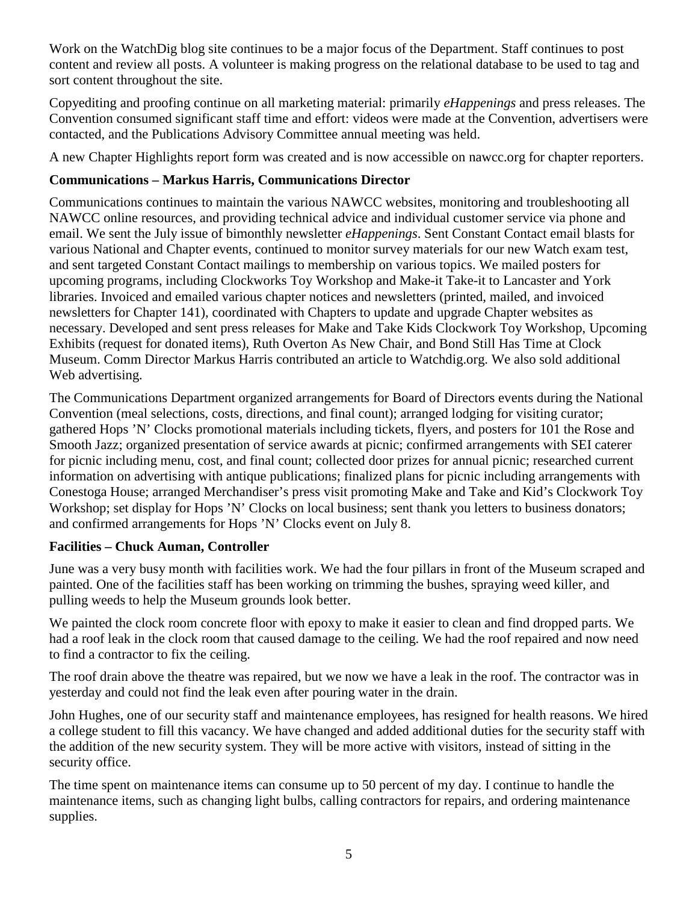Work on the WatchDig blog site continues to be a major focus of the Department. Staff continues to post content and review all posts. A volunteer is making progress on the relational database to be used to tag and sort content throughout the site.

Copyediting and proofing continue on all marketing material: primarily *eHappenings* and press releases. The Convention consumed significant staff time and effort: videos were made at the Convention, advertisers were contacted, and the Publications Advisory Committee annual meeting was held.

A new Chapter Highlights report form was created and is now accessible on nawcc.org for chapter reporters.

**Communications – Markus Harris, Communications Director**

Communications continues to maintain the various NAWCC websites, monitoring and troubleshooting all NAWCC online resources, and providing technical advice and individual customer service via phone and email. We sent the July issue of bimonthly newsletter *eHappenings*. Sent Constant Contact email blasts for various National and Chapter events, continued to monitor survey materials for our new Watch exam test, and sent targeted Constant Contact mailings to membership on various topics. We mailed posters for upcoming programs, including Clockworks Toy Workshop and Make-it Take-it to Lancaster and York libraries. Invoiced and emailed various chapter notices and newsletters (printed, mailed, and invoiced newsletters for Chapter 141), coordinated with Chapters to update and upgrade Chapter websites as necessary. Developed and sent press releases for Make and Take Kids Clockwork Toy Workshop, Upcoming Exhibits (request for donated items), Ruth Overton As New Chair, and Bond Still Has Time at Clock Museum. Comm Director Markus Harris contributed an article to Watchdig.org. We also sold additional Web advertising.

The Communications Department organized arrangements for Board of Directors events during the National Convention (meal selections, costs, directions, and final count); arranged lodging for visiting curator; gathered Hops 'N' Clocks promotional materials including tickets, flyers, and posters for 101 the Rose and Smooth Jazz; organized presentation of service awards at picnic; confirmed arrangements with SEI caterer for picnic including menu, cost, and final count; collected door prizes for annual picnic; researched current information on advertising with antique publications; finalized plans for picnic including arrangements with Conestoga House; arranged Merchandiser's press visit promoting Make and Take and Kid's Clockwork Toy Workshop; set display for Hops 'N' Clocks on local business; sent thank you letters to business donators; and confirmed arrangements for Hops 'N' Clocks event on July 8.

**Facilities – Chuck Auman, Controller**

June was a very busy month with facilities work. We had the four pillars in front of the Museum scraped and painted. One of the facilities staff has been working on trimming the bushes, spraying weed killer, and pulling weeds to help the Museum grounds look better.

We painted the clock room concrete floor with epoxy to make it easier to clean and find dropped parts. We had a roof leak in the clock room that caused damage to the ceiling. We had the roof repaired and now need to find a contractor to fix the ceiling.

The roof drain above the theatre was repaired, but we now we have a leak in the roof. The contractor was in yesterday and could not find the leak even after pouring water in the drain.

John Hughes, one of our security staff and maintenance employees, has resigned for health reasons. We hired a college student to fill this vacancy. We have changed and added additional duties for the security staff with the addition of the new security system. They will be more active with visitors, instead of sitting in the security office.

The time spent on maintenance items can consume up to 50 percent of my day. I continue to handle the maintenance items, such as changing light bulbs, calling contractors for repairs, and ordering maintenance supplies.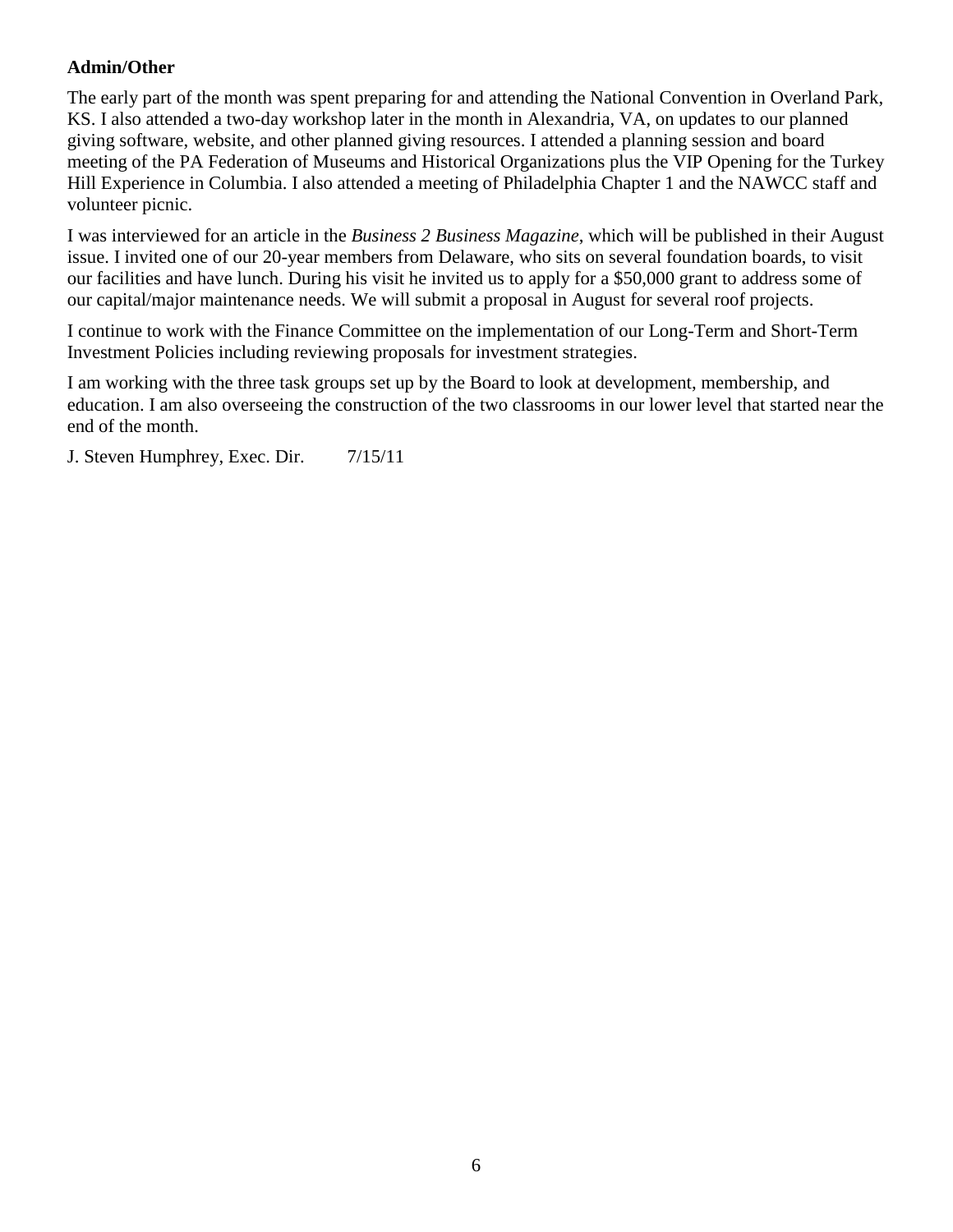**Admin/Other**

The early part of the month was spent preparing for and attending the National Convention in Overland Park, KS. I also attended a two-day workshop later in the month in Alexandria, VA, on updates to our planned giving software, website, and other planned giving resources. I attended a planning session and board meeting of the PA Federation of Museums and Historical Organizations plus the VIP Opening for the Turkey Hill Experience in Columbia. I also attended a meeting of Philadelphia Chapter 1 and the NAWCC staff and volunteer picnic.

I was interviewed for an article in the *Business 2 Business Magazine*, which will be published in their August issue. I invited one of our 20-year members from Delaware, who sits on several foundation boards, to visit our facilities and have lunch. During his visit he invited us to apply for a $50,000 grant to address some of our capital/major maintenance needs. We will submit a proposal in August for several roof projects.

I continue to work with the Finance Committee on the implementation of our Long-Term and Short-Term Investment Policies including reviewing proposals for investment strategies.

I am working with the three task groups set up by the Board to look at development, membership, and education. I am also overseeing the construction of the two classrooms in our lower level that started near the end of the month.

J. Steven Humphrey, Exec. Dir. 7/15/11